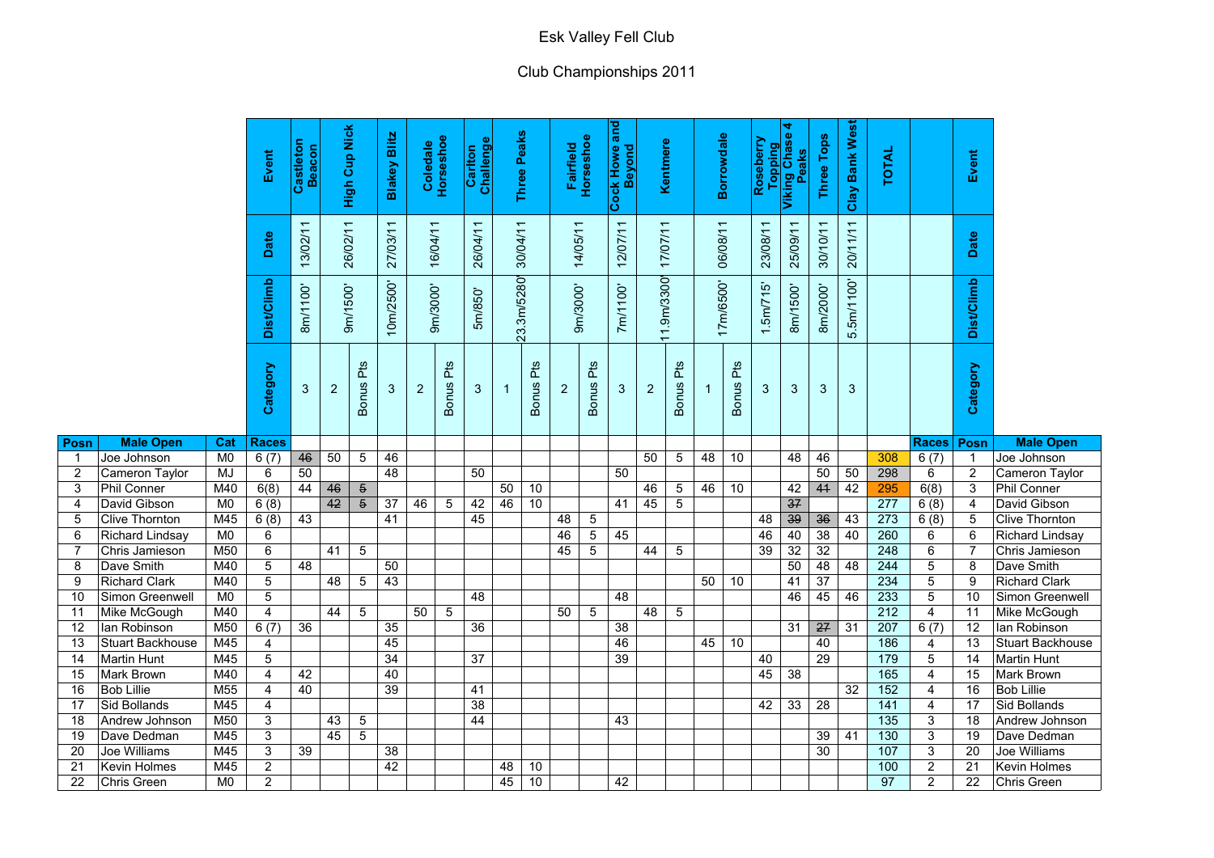# Esk Valley Fell Club

## Club Championships 2011

| | | | Event | Castleton Beacon | High Cup Nick | | Blakey Blitz | Coledale Horseshoe | | Carlton Challenge | Three Peaks | | Fairfield Horseshoe | | Cock Howe and Beyond | Kentmere | | Borrowdale | | Roseberry Topping | Viking Chase 4 Peaks | Three Tops | Clay Bank West | TOTAL | | Event | |
|---|---|---|---|---|---|---|---|---|---|---|---|---|---|---|---|---|---|---|---|---|---|---|---|---|---|---|---|
| | | | Date | 13/02/11 | 26/02/11 | | 27/03/11 | 16/04/11 | | 26/04/11 | 30/04/11 | | 14/05/11 | | 12/07/11 | 17/07/11 | | 06/08/11 | | 23/08/11 | 25/09/11 | 30/10/11 | 20/11/11 | | | Date | |
| | | | Dist/Climb | 8m/1100' | 9m/1500' | | 10m/2500' | 9m/3000' | | 5m/850' | 23.3m/5280' | | 9m/3000' | | 7m/1100' | 11.9m/3300' | | 17m/6500' | | 1.5m/715' | 8m/1500' | 8m/2000' | 5.5m/1100' | | | Dist/Climb | |
| | | | Category | 3 | 2 | Bonus Pts | 3 | 2 | Bonus Pts | 3 | 1 | Bonus Pts | 2 | Bonus Pts | 3 | 2 | Bonus Pts | 1 | Bonus Pts | 3 | 3 | 3 | 3 | | | Category | |
| **Posn** | **Male Open** | **Cat** | **Races** | | | | | | | | | | | | | | | | | | | | | | **Races** | **Posn** | **Male Open** |
| 1 | Joe Johnson | M0 | 6 (7) | ~~46~~ | 50 | 5 | 46 | | | | | | | | | 50 | 5 | 48 | 10 | | 48 | 46 | | 308 | 6 (7) | 1 | Joe Johnson |
| 2 | Cameron Taylor | MJ | 6 | 50 | | | 48 | | | 50 | | | | | 50 | | | | | | | 50 | 50 | 298 | 6 | 2 | Cameron Taylor |
| 3 | Phil Conner | M40 | 6(8) | 44 | ~~46~~ | ~~5~~ | | | | | 50 | 10 | | | | 46 | 5 | 46 | 10 | | 42 | ~~41~~ | 42 | 295 | 6(8) | 3 | Phil Conner |
| 4 | David Gibson | M0 | 6 (8) | | ~~42~~ | ~~5~~ | 37 | 46 | 5 | 42 | 46 | 10 | | | 41 | 45 | 5 | | | | ~~37~~ | | | 277 | 6 (8) | 4 | David Gibson |
| 5 | Clive Thornton | M45 | 6 (8) | 43 | | | 41 | | | 45 | | | 48 | 5 | | | | | | 48 | ~~39~~ | ~~36~~ | 43 | 273 | 6 (8) | 5 | Clive Thornton |
| 6 | Richard Lindsay | M0 | 6 | | | | | | | | | | 46 | 5 | 45 | | | | | 46 | 40 | 38 | 40 | 260 | 6 | 6 | Richard Lindsay |
| 7 | Chris Jamieson | M50 | 6 | | 41 | 5 | | | | | | | 45 | 5 | | 44 | 5 | | | 39 | 32 | 32 | | 248 | 6 | 7 | Chris Jamieson |
| 8 | Dave Smith | M40 | 5 | 48 | | | 50 | | | | | | | | | | | | | | 50 | 48 | 48 | 244 | 5 | 8 | Dave Smith |
| 9 | Richard Clark | M40 | 5 | | 48 | 5 | 43 | | | | | | | | | | | 50 | 10 | | 41 | 37 | | 234 | 5 | 9 | Richard Clark |
| 10 | Simon Greenwell | M0 | 5 | | | | | | | 48 | | | | | 48 | | | | | | 46 | 45 | 46 | 233 | 5 | 10 | Simon Greenwell |
| 11 | Mike McGough | M40 | 4 | | 44 | 5 | | 50 | 5 | | | | 50 | 5 | | 48 | 5 | | | | | | | 212 | 4 | 11 | Mike McGough |
| 12 | Ian Robinson | M50 | 6 (7) | 36 | | | 35 | | | 36 | | | | | 38 | | | | | | 31 | ~~27~~ | 31 | 207 | 6 (7) | 12 | Ian Robinson |
| 13 | Stuart Backhouse | M45 | 4 | | | | 45 | | | | | | | | 46 | | | 45 | 10 | | | 40 | | 186 | 4 | 13 | Stuart Backhouse |
| 14 | Martin Hunt | M45 | 5 | | | | 34 | | | 37 | | | | | 39 | | | | | 40 | | 29 | | 179 | 5 | 14 | Martin Hunt |
| 15 | Mark Brown | M40 | 4 | 42 | | | 40 | | | | | | | | | | | | | 45 | 38 | | | 165 | 4 | 15 | Mark Brown |
| 16 | Bob Lillie | M55 | 4 | 40 | | | 39 | | | 41 | | | | | | | | | | | | | 32 | 152 | 4 | 16 | Bob Lillie |
| 17 | Sid Bollands | M45 | 4 | | | | | | | 38 | | | | | | | | | | 42 | 33 | 28 | | 141 | 4 | 17 | Sid Bollands |
| 18 | Andrew Johnson | M50 | 3 | | 43 | 5 | | | | 44 | | | | | 43 | | | | | | | | | 135 | 3 | 18 | Andrew Johnson |
| 19 | Dave Dedman | M45 | 3 | | 45 | 5 | | | | | | | | | | | | | | | | 39 | 41 | 130 | 3 | 19 | Dave Dedman |
| 20 | Joe Williams | M45 | 3 | 39 | | | 38 | | | | | | | | | | | | | | | 30 | | 107 | 3 | 20 | Joe Williams |
| 21 | Kevin Holmes | M45 | 2 | | | | 42 | | | | 48 | 10 | | | | | | | | | | | | 100 | 2 | 21 | Kevin Holmes |
| 22 | Chris Green | M0 | 2 | | | | | | | | 45 | 10 | | | 42 | | | | | | | | | 97 | 2 | 22 | Chris Green |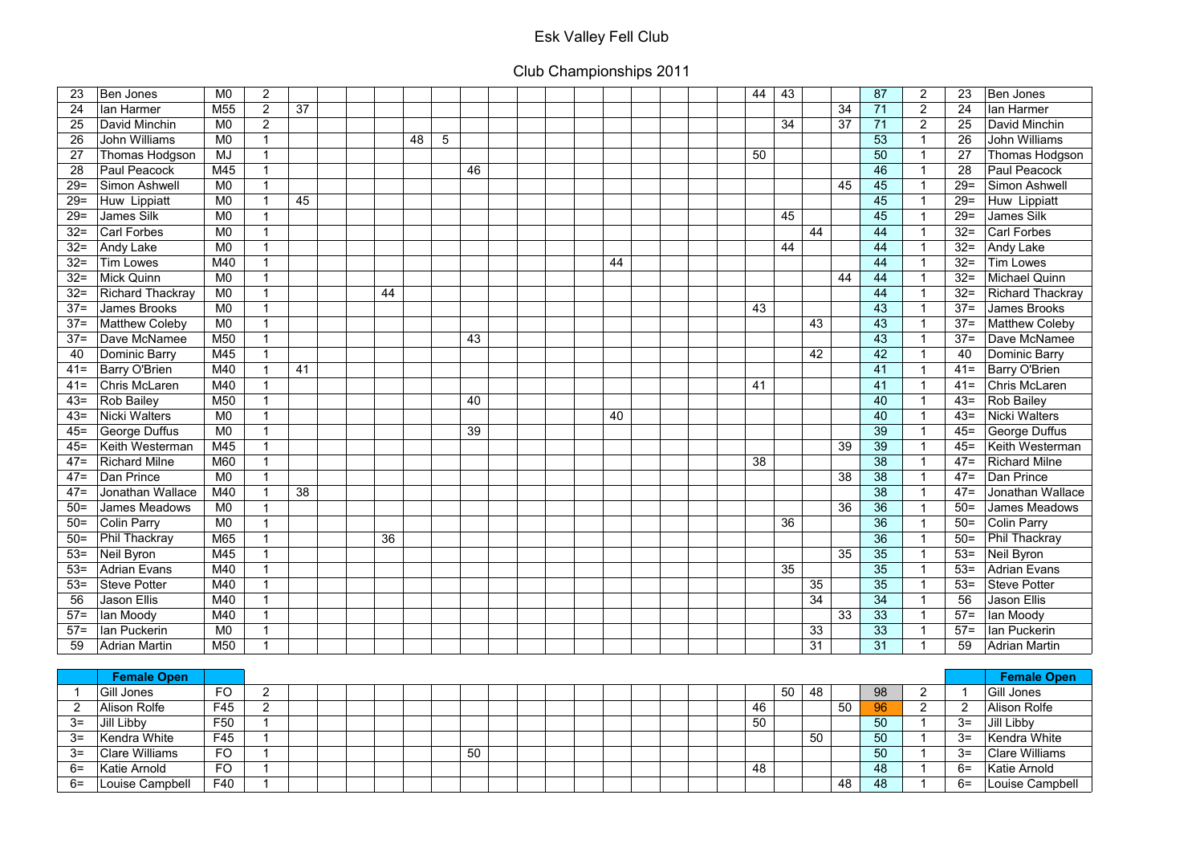# Esk Valley Fell Club

## Club Championships 2011

| | | | | | | | | | | | | | | | | | | | | | | | | | | | |
|---|---|---|---|---|---|---|---|---|---|---|---|---|---|---|---|---|---|---|---|---|---|---|---|---|---|---|---|
| 23 | Ben Jones | M0 | 2 | | | | | | | | | | | | | | | | | 44 | 43 | | | 87 | 2 | 23 | Ben Jones |
| 24 | Ian Harmer | M55 | 2 | 37 | | | | | | | | | | | | | | | | | | | 34 | 71 | 2 | 24 | Ian Harmer |
| 25 | David Minchin | M0 | 2 | | | | | | | | | | | | | | | | | | 34 | | 37 | 71 | 2 | 25 | David Minchin |
| 26 | John Williams | M0 | 1 | | | | | 48 | 5 | | | | | | | | | | | | | | | 53 | 1 | 26 | John Williams |
| 27 | Thomas Hodgson | MJ | 1 | | | | | | | | | | | | | | | | | 50 | | | | 50 | 1 | 27 | Thomas Hodgson |
| 28 | Paul Peacock | M45 | 1 | | | | | | | 46 | | | | | | | | | | | | | | 46 | 1 | 28 | Paul Peacock |
| 29= | Simon Ashwell | M0 | 1 | | | | | | | | | | | | | | | | | | | | 45 | 45 | 1 | 29= | Simon Ashwell |
| 29= | Huw Lippiatt | M0 | 1 | 45 | | | | | | | | | | | | | | | | | | | | 45 | 1 | 29= | Huw Lippiatt |
| 29= | James Silk | M0 | 1 | | | | | | | | | | | | | | | | | | 45 | | | 45 | 1 | 29= | James Silk |
| 32= | Carl Forbes | M0 | 1 | | | | | | | | | | | | | | | | | | | 44 | | 44 | 1 | 32= | Carl Forbes |
| 32= | Andy Lake | M0 | 1 | | | | | | | | | | | | | | | | | | 44 | | | 44 | 1 | 32= | Andy Lake |
| 32= | Tim Lowes | M40 | 1 | | | | | | | | | | | | 44 | | | | | | | | | 44 | 1 | 32= | Tim Lowes |
| 32= | Mick Quinn | M0 | 1 | | | | | | | | | | | | | | | | | | | | 44 | 44 | 1 | 32= | Michael Quinn |
| 32= | Richard Thackray | M0 | 1 | | | | 44 | | | | | | | | | | | | | | | | | 44 | 1 | 32= | Richard Thackray |
| 37= | James Brooks | M0 | 1 | | | | | | | | | | | | | | | | | 43 | | | | 43 | 1 | 37= | James Brooks |
| 37= | Matthew Coleby | M0 | 1 | | | | | | | | | | | | | | | | | | | 43 | | 43 | 1 | 37= | Matthew Coleby |
| 37= | Dave McNamee | M50 | 1 | | | | | | | 43 | | | | | | | | | | | | | | 43 | 1 | 37= | Dave McNamee |
| 40 | Dominic Barry | M45 | 1 | | | | | | | | | | | | | | | | | | | 42 | | 42 | 1 | 40 | Dominic Barry |
| 41= | Barry O'Brien | M40 | 1 | 41 | | | | | | | | | | | | | | | | | | | | 41 | 1 | 41= | Barry O'Brien |
| 41= | Chris McLaren | M40 | 1 | | | | | | | | | | | | | | | | | 41 | | | | 41 | 1 | 41= | Chris McLaren |
| 43= | Rob Bailey | M50 | 1 | | | | | | | 40 | | | | | | | | | | | | | | 40 | 1 | 43= | Rob Bailey |
| 43= | Nicki Walters | M0 | 1 | | | | | | | | | | | | 40 | | | | | | | | | 40 | 1 | 43= | Nicki Walters |
| 45= | George Duffus | M0 | 1 | | | | | | | 39 | | | | | | | | | | | | | | 39 | 1 | 45= | George Duffus |
| 45= | Keith Westerman | M45 | 1 | | | | | | | | | | | | | | | | | | | | 39 | 39 | 1 | 45= | Keith Westerman |
| 47= | Richard Milne | M60 | 1 | | | | | | | | | | | | | | | | | 38 | | | | 38 | 1 | 47= | Richard Milne |
| 47= | Dan Prince | M0 | 1 | | | | | | | | | | | | | | | | | | | | 38 | 38 | 1 | 47= | Dan Prince |
| 47= | Jonathan Wallace | M40 | 1 | 38 | | | | | | | | | | | | | | | | | | | | 38 | 1 | 47= | Jonathan Wallace |
| 50= | James Meadows | M0 | 1 | | | | | | | | | | | | | | | | | | | | 36 | 36 | 1 | 50= | James Meadows |
| 50= | Colin Parry | M0 | 1 | | | | | | | | | | | | | | | | | | 36 | | | 36 | 1 | 50= | Colin Parry |
| 50= | Phil Thackray | M65 | 1 | | | | 36 | | | | | | | | | | | | | | | | | 36 | 1 | 50= | Phil Thackray |
| 53= | Neil Byron | M45 | 1 | | | | | | | | | | | | | | | | | | | | 35 | 35 | 1 | 53= | Neil Byron |
| 53= | Adrian Evans | M40 | 1 | | | | | | | | | | | | | | | | | | 35 | | | 35 | 1 | 53= | Adrian Evans |
| 53= | Steve Potter | M40 | 1 | | | | | | | | | | | | | | | | | | | 35 | | 35 | 1 | 53= | Steve Potter |
| 56 | Jason Ellis | M40 | 1 | | | | | | | | | | | | | | | | | | | 34 | | 34 | 1 | 56 | Jason Ellis |
| 57= | Ian Moody | M40 | 1 | | | | | | | | | | | | | | | | | | | | 33 | 33 | 1 | 57= | Ian Moody |
| 57= | Ian Puckerin | M0 | 1 | | | | | | | | | | | | | | | | | | | 33 | | 33 | 1 | 57= | Ian Puckerin |
| 59 | Adrian Martin | M50 | 1 | | | | | | | | | | | | | | | | | | | 31 | | 31 | 1 | 59 | Adrian Martin |

| | **Female Open** | | | | | | | | | | | | | | | | | | | | | | | | | | **Female Open** |
|---|---|---|---|---|---|---|---|---|---|---|---|---|---|---|---|---|---|---|---|---|---|---|---|---|---|---|---|
| 1 | Gill Jones | FO | 2 | | | | | | | | | | | | | | | | | | 50 | 48 | | 98 | 2 | 1 | Gill Jones |
| 2 | Alison Rolfe | F45 | 2 | | | | | | | | | | | | | | | | | 46 | | | 50 | 96 | 2 | 2 | Alison Rolfe |
| 3= | Jill Libby | F50 | 1 | | | | | | | | | | | | | | | | | 50 | | | | 50 | 1 | 3= | Jill Libby |
| 3= | Kendra White | F45 | 1 | | | | | | | | | | | | | | | | | | | 50 | | 50 | 1 | 3= | Kendra White |
| 3= | Clare Williams | FO | 1 | | | | | | | 50 | | | | | | | | | | | | | | 50 | 1 | 3= | Clare Williams |
| 6= | Katie Arnold | FO | 1 | | | | | | | | | | | | | | | | | 48 | | | | 48 | 1 | 6= | Katie Arnold |
| 6= | Louise Campbell | F40 | 1 | | | | | | | | | | | | | | | | | | | | 48 | 48 | 1 | 6= | Louise Campbell |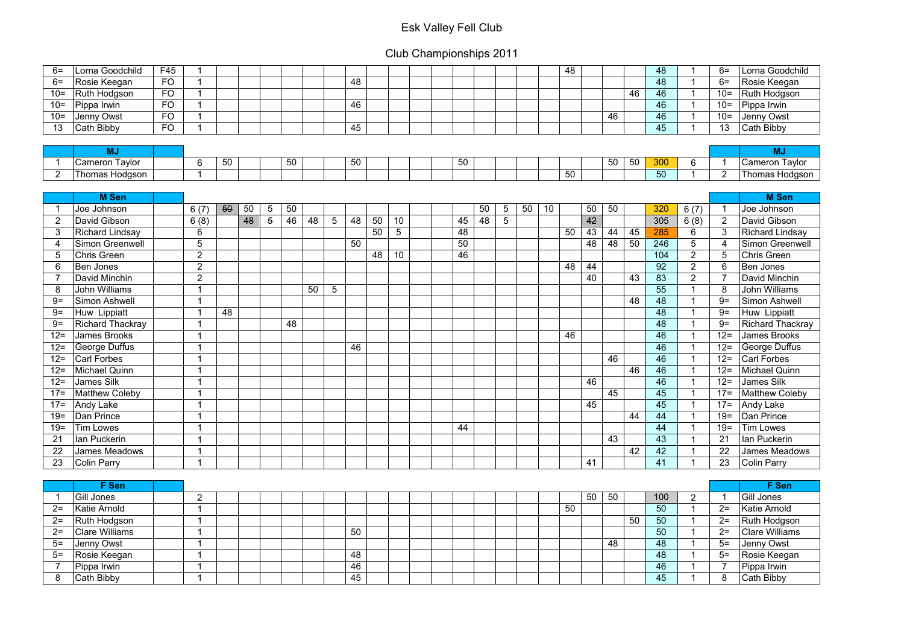# Esk Valley Fell Club

## Club Championships 2011

| | | | | | | | | | | | | | | | | | | | | | | | | | | | |
|---|---|---|---|---|---|---|---|---|---|---|---|---|---|---|---|---|---|---|---|---|---|---|---|---|---|---|---|
| 6= | Lorna Goodchild | F45 | 1 | | | | | | | | | | | | | | | | | 48 | | | | 48 | 1 | 6= | Lorna Goodchild |
| 6= | Rosie Keegan | FO | 1 | | | | | | | 48 | | | | | | | | | | | | | | 48 | 1 | 6= | Rosie Keegan |
| 10= | Ruth Hodgson | FO | 1 | | | | | | | | | | | | | | | | | | | | 46 | 46 | 1 | 10= | Ruth Hodgson |
| 10= | Pippa Irwin | FO | 1 | | | | | | | 46 | | | | | | | | | | | | | | 46 | 1 | 10= | Pippa Irwin |
| 10= | Jenny Owst | FO | 1 | | | | | | | | | | | | | | | | | | | 46 | | 46 | 1 | 10= | Jenny Owst |
| 13 | Cath Bibby | FO | 1 | | | | | | | 45 | | | | | | | | | | | | | | 45 | 1 | 13 | Cath Bibby |

| | **MJ** | | | | | | | | | | | | | | | | | | | | | | | | | | **MJ** |
|---|---|---|---|---|---|---|---|---|---|---|---|---|---|---|---|---|---|---|---|---|---|---|---|---|---|---|---|
| 1 | Cameron Taylor | | 6 | 50 | | | 50 | | | 50 | | | | | 50 | | | | | | | 50 | 50 | 300 | 6 | 1 | Cameron Taylor |
| 2 | Thomas Hodgson | | 1 | | | | | | | | | | | | | | | | | 50 | | | | 50 | 1 | 2 | Thomas Hodgson |

| | **M Sen** | | | | | | | | | | | | | | | | | | | | | | | | | | **M Sen** |
|---|---|---|---|---|---|---|---|---|---|---|---|---|---|---|---|---|---|---|---|---|---|---|---|---|---|---|---|
| 1 | Joe Johnson | | 6 (7) | ~~50~~ | 50 | 5 | 50 | | | | | | | | | 50 | 5 | 50 | 10 | | 50 | 50 | | 320 | 6 (7) | 1 | Joe Johnson |
| 2 | David Gibson | | 6 (8) | | ~~48~~ | ~~5~~ | 46 | 48 | 5 | 48 | 50 | 10 | | | 45 | 48 | 5 | | | | ~~42~~ | | | 305 | 6 (8) | 2 | David Gibson |
| 3 | Richard Lindsay | | 6 | | | | | | | | 50 | 5 | | | 48 | | | | | 50 | 43 | 44 | 45 | 285 | 6 | 3 | Richard Lindsay |
| 4 | Simon Greenwell | | 5 | | | | | | | 50 | | | | | 50 | | | | | | 48 | 48 | 50 | 246 | 5 | 4 | Simon Greenwell |
| 5 | Chris Green | | 2 | | | | | | | | 48 | 10 | | | 46 | | | | | | | | | 104 | 2 | 5 | Chris Green |
| 6 | Ben Jones | | 2 | | | | | | | | | | | | | | | | | 48 | 44 | | | 92 | 2 | 6 | Ben Jones |
| 7 | David Minchin | | 2 | | | | | | | | | | | | | | | | | | 40 | | 43 | 83 | 2 | 7 | David Minchin |
| 8 | John Williams | | 1 | | | | | 50 | 5 | | | | | | | | | | | | | | | 55 | 1 | 8 | John Williams |
| 9= | Simon Ashwell | | 1 | | | | | | | | | | | | | | | | | | | | 48 | 48 | 1 | 9= | Simon Ashwell |
| 9= | Huw Lippiatt | | 1 | 48 | | | | | | | | | | | | | | | | | | | | 48 | 1 | 9= | Huw Lippiatt |
| 9= | Richard Thackray | | 1 | | | | 48 | | | | | | | | | | | | | | | | | 48 | 1 | 9= | Richard Thackray |
| 12= | James Brooks | | 1 | | | | | | | | | | | | | | | | | 46 | | | | 46 | 1 | 12= | James Brooks |
| 12= | George Duffus | | 1 | | | | | | | 46 | | | | | | | | | | | | | | 46 | 1 | 12= | George Duffus |
| 12= | Carl Forbes | | 1 | | | | | | | | | | | | | | | | | | | 46 | | 46 | 1 | 12= | Carl Forbes |
| 12= | Michael Quinn | | 1 | | | | | | | | | | | | | | | | | | | | 46 | 46 | 1 | 12= | Michael Quinn |
| 12= | James Silk | | 1 | | | | | | | | | | | | | | | | | | 46 | | | 46 | 1 | 12= | James Silk |
| 17= | Matthew Coleby | | 1 | | | | | | | | | | | | | | | | | | | 45 | | 45 | 1 | 17= | Matthew Coleby |
| 17= | Andy Lake | | 1 | | | | | | | | | | | | | | | | | | 45 | | | 45 | 1 | 17= | Andy Lake |
| 19= | Dan Prince | | 1 | | | | | | | | | | | | | | | | | | | | 44 | 44 | 1 | 19= | Dan Prince |
| 19= | Tim Lowes | | 1 | | | | | | | | | | | | 44 | | | | | | | | | 44 | 1 | 19= | Tim Lowes |
| 21 | Ian Puckerin | | 1 | | | | | | | | | | | | | | | | | | | 43 | | 43 | 1 | 21 | Ian Puckerin |
| 22 | James Meadows | | 1 | | | | | | | | | | | | | | | | | | | | 42 | 42 | 1 | 22 | James Meadows |
| 23 | Colin Parry | | 1 | | | | | | | | | | | | | | | | | | 41 | | | 41 | 1 | 23 | Colin Parry |

| | **F Sen** | | | | | | | | | | | | | | | | | | | | | | | | | | **F Sen** |
|---|---|---|---|---|---|---|---|---|---|---|---|---|---|---|---|---|---|---|---|---|---|---|---|---|---|---|---|
| 1 | Gill Jones | | 2 | | | | | | | | | | | | | | | | | | 50 | 50 | | 100 | 2 | 1 | Gill Jones |
| 2= | Katie Arnold | | 1 | | | | | | | | | | | | | | | | | 50 | | | | 50 | 1 | 2= | Katie Arnold |
| 2= | Ruth Hodgson | | 1 | | | | | | | | | | | | | | | | | | | | 50 | 50 | 1 | 2= | Ruth Hodgson |
| 2= | Clare Williams | | 1 | | | | | | | 50 | | | | | | | | | | | | | | 50 | 1 | 2= | Clare Williams |
| 5= | Jenny Owst | | 1 | | | | | | | | | | | | | | | | | | | 48 | | 48 | 1 | 5= | Jenny Owst |
| 5= | Rosie Keegan | | 1 | | | | | | | 48 | | | | | | | | | | | | | | 48 | 1 | 5= | Rosie Keegan |
| 7 | Pippa Irwin | | 1 | | | | | | | 46 | | | | | | | | | | | | | | 46 | 1 | 7 | Pippa Irwin |
| 8 | Cath Bibby | | 1 | | | | | | | 45 | | | | | | | | | | | | | | 45 | 1 | 8 | Cath Bibby |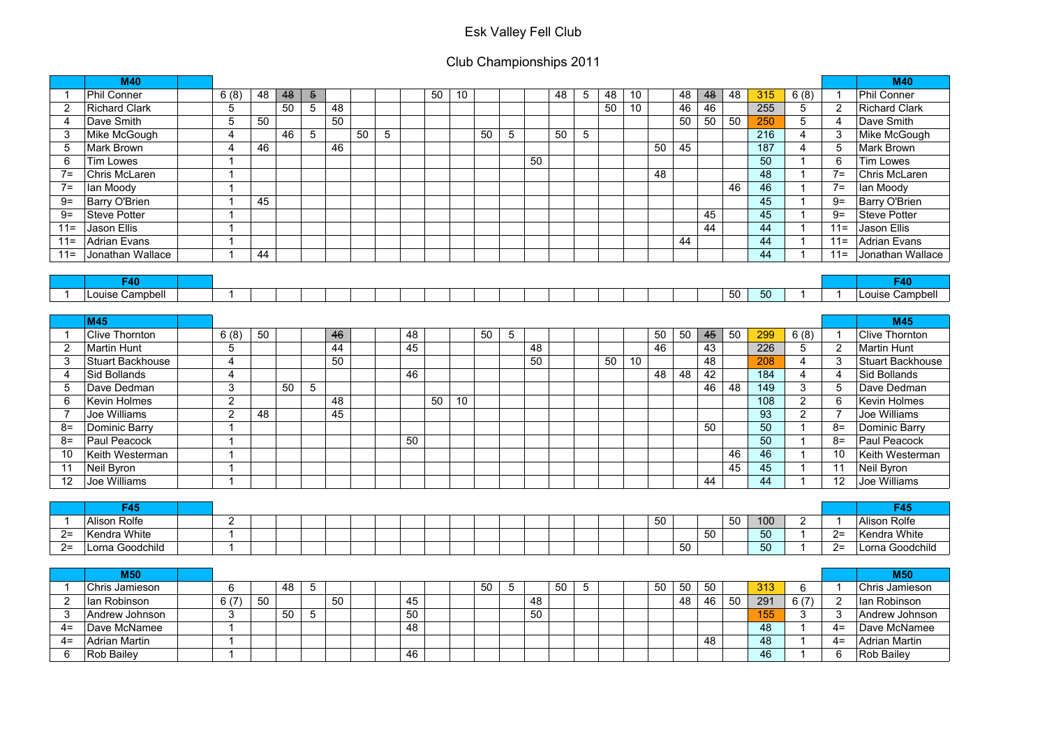# Esk Valley Fell Club

## Club Championships 2011

| | M40 | | | | | | | | | | | | | | | | | | | | | | | | | | M40 |
|---|---|---|---|---|---|---|---|---|---|---|---|---|---|---|---|---|---|---|---|---|---|---|---|---|---|---|---|
| 1 | Phil Conner | 6 (8) | 48 | ~~48~~ | ~~5~~ | | | | | 50 | 10 | | | | 48 | 5 | 48 | 10 | | 48 | ~~48~~ | 48 | 315 | 6 (8) | 1 | Phil Conner |
| 2 | Richard Clark | 5 | | 50 | 5 | 48 | | | | | | | | | | | 50 | 10 | | 46 | 46 | | 255 | 5 | 2 | Richard Clark |
| 4 | Dave Smith | 5 | 50 | | | 50 | | | | | | | | | | | | | | 50 | 50 | 50 | 250 | 5 | 4 | Dave Smith |
| 3 | Mike McGough | 4 | | 46 | 5 | | 50 | 5 | | | | 50 | 5 | | 50 | 5 | | | | | | | 216 | 4 | 3 | Mike McGough |
| 5 | Mark Brown | 4 | 46 | | | 46 | | | | | | | | | | | | | 50 | 45 | | | 187 | 4 | 5 | Mark Brown |
| 6 | Tim Lowes | 1 | | | | | | | | | | | | 50 | | | | | | | | | 50 | 1 | 6 | Tim Lowes |
| 7= | Chris McLaren | 1 | | | | | | | | | | | | | | | | | 48 | | | | 48 | 1 | 7= | Chris McLaren |
| 7= | Ian Moody | 1 | | | | | | | | | | | | | | | | | | | | 46 | 46 | 1 | 7= | Ian Moody |
| 9= | Barry O'Brien | 1 | 45 | | | | | | | | | | | | | | | | | | | | 45 | 1 | 9= | Barry O'Brien |
| 9= | Steve Potter | 1 | | | | | | | | | | | | | | | | | | | 45 | | 45 | 1 | 9= | Steve Potter |
| 11= | Jason Ellis | 1 | | | | | | | | | | | | | | | | | | | 44 | | 44 | 1 | 11= | Jason Ellis |
| 11= | Adrian Evans | 1 | | | | | | | | | | | | | | | | | | 44 | | | 44 | 1 | 11= | Adrian Evans |
| 11= | Jonathan Wallace | 1 | 44 | | | | | | | | | | | | | | | | | | | | 44 | 1 | 11= | Jonathan Wallace |

| | F40 | | | | | | | | | | | | | | | | | | | | | | | | | | F40 |
|---|---|---|---|---|---|---|---|---|---|---|---|---|---|---|---|---|---|---|---|---|---|---|---|---|---|---|---|
| 1 | Louise Campbell | 1 | | | | | | | | | | | | | | | | | | | | 50 | 50 | 1 | 1 | Louise Campbell |

| | M45 | | | | | | | | | | | | | | | | | | | | | | | | | | M45 |
|---|---|---|---|---|---|---|---|---|---|---|---|---|---|---|---|---|---|---|---|---|---|---|---|---|---|---|---|
| 1 | Clive Thornton | 6 (8) | 50 | | | ~~46~~ | | | 48 | | | 50 | 5 | | | | | | 50 | 50 | ~~45~~ | 50 | 299 | 6 (8) | 1 | Clive Thornton |
| 2 | Martin Hunt | 5 | | | | 44 | | | 45 | | | | | 48 | | | | | 46 | | 43 | | 226 | 5 | 2 | Martin Hunt |
| 3 | Stuart Backhouse | 4 | | | | 50 | | | | | | | | 50 | | | 50 | 10 | | | 48 | | 208 | 4 | 3 | Stuart Backhouse |
| 4 | Sid Bollands | 4 | | | | | | | 46 | | | | | | | | | | 48 | 48 | 42 | | 184 | 4 | 4 | Sid Bollands |
| 5 | Dave Dedman | 3 | | 50 | 5 | | | | | | | | | | | | | | | | 46 | 48 | 149 | 3 | 5 | Dave Dedman |
| 6 | Kevin Holmes | 2 | | | | 48 | | | | 50 | 10 | | | | | | | | | | | | 108 | 2 | 6 | Kevin Holmes |
| 7 | Joe Williams | 2 | 48 | | | 45 | | | | | | | | | | | | | | | | | 93 | 2 | 7 | Joe Williams |
| 8= | Dominic Barry | 1 | | | | | | | | | | | | | | | | | | | 50 | | 50 | 1 | 8= | Dominic Barry |
| 8= | Paul Peacock | 1 | | | | | | | 50 | | | | | | | | | | | | | | 50 | 1 | 8= | Paul Peacock |
| 10 | Keith Westerman | 1 | | | | | | | | | | | | | | | | | | | | 46 | 46 | 1 | 10 | Keith Westerman |
| 11 | Neil Byron | 1 | | | | | | | | | | | | | | | | | | | | 45 | 45 | 1 | 11 | Neil Byron |
| 12 | Joe Williams | 1 | | | | | | | | | | | | | | | | | | | 44 | | 44 | 1 | 12 | Joe Williams |

| | F45 | | | | | | | | | | | | | | | | | | | | | | | | | | F45 |
|---|---|---|---|---|---|---|---|---|---|---|---|---|---|---|---|---|---|---|---|---|---|---|---|---|---|---|---|
| 1 | Alison Rolfe | 2 | | | | | | | | | | | | | | | | | 50 | | | 50 | 100 | 2 | 1 | Alison Rolfe |
| 2= | Kendra White | 1 | | | | | | | | | | | | | | | | | | | 50 | | 50 | 1 | 2= | Kendra White |
| 2= | Lorna Goodchild | 1 | | | | | | | | | | | | | | | | | | 50 | | | 50 | 1 | 2= | Lorna Goodchild |

| | M50 | | | | | | | | | | | | | | | | | | | | | | | | | | M50 |
|---|---|---|---|---|---|---|---|---|---|---|---|---|---|---|---|---|---|---|---|---|---|---|---|---|---|---|---|
| 1 | Chris Jamieson | 6 | | 48 | 5 | | | | | | | 50 | 5 | | 50 | 5 | | | 50 | 50 | 50 | | 313 | 6 | 1 | Chris Jamieson |
| 2 | Ian Robinson | 6 (7) | 50 | | | 50 | | | 45 | | | | | 48 | | | | | | 48 | 46 | 50 | 291 | 6 (7) | 2 | Ian Robinson |
| 3 | Andrew Johnson | 3 | | 50 | 5 | | | | 50 | | | | | 50 | | | | | | | | | 155 | 3 | 3 | Andrew Johnson |
| 4= | Dave McNamee | 1 | | | | | | | 48 | | | | | | | | | | | | | | 48 | 1 | 4= | Dave McNamee |
| 4= | Adrian Martin | 1 | | | | | | | | | | | | | | | | | | | 48 | | 48 | 1 | 4= | Adrian Martin |
| 6 | Rob Bailey | 1 | | | | | | | 46 | | | | | | | | | | | | | | 46 | 1 | 6 | Rob Bailey |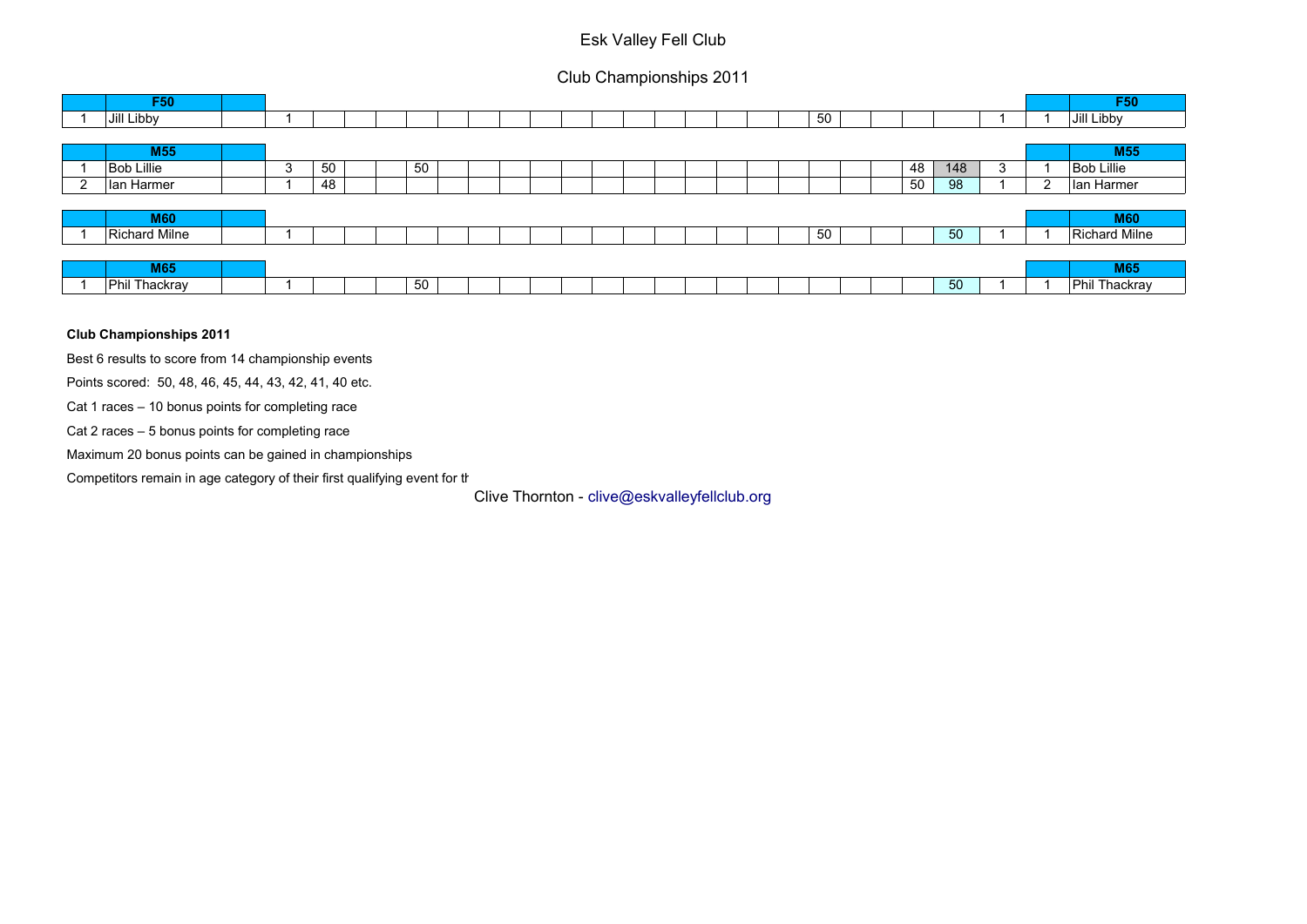# Esk Valley Fell Club

## Club Championships 2011

| | | | | | | | | | | | | | | | | | | | | | | | | | | | |
|---|---|---|---|---|---|---|---|---|---|---|---|---|---|---|---|---|---|---|---|---|---|---|---|---|---|---|---|
| | **F50** | | | | | | | | | | | | | | | | | | | | | | | | | | **F50** |
| 1 | Jill Libby | | 1 | | | | | | | | | | | | | | | | | 50 | | | | | 1 | 1 | Jill Libby |
| | **M55** | | | | | | | | | | | | | | | | | | | | | | | | | | **M55** |
| 1 | Bob Lillie | | 3 | 50 | | | 50 | | | | | | | | | | | | | | | | 48 | 148 | 3 | 1 | Bob Lillie |
| 2 | Ian Harmer | | 1 | 48 | | | | | | | | | | | | | | | | | | | 50 | 98 | 1 | 2 | Ian Harmer |
| | **M60** | | | | | | | | | | | | | | | | | | | | | | | | | | **M60** |
| 1 | Richard Milne | | 1 | | | | | | | | | | | | | | | | | 50 | | | | 50 | 1 | 1 | Richard Milne |
| | **M65** | | | | | | | | | | | | | | | | | | | | | | | | | | **M65** |
| 1 | Phil Thackray | | 1 | | | | 50 | | | | | | | | | | | | | | | | | 50 | 1 | 1 | Phil Thackray |

**Club Championships 2011**

Best 6 results to score from 14 championship events

Points scored: 50, 48, 46, 45, 44, 43, 42, 41, 40 etc.

Cat 1 races – 10 bonus points for completing race

Cat 2 races – 5 bonus points for completing race

Maximum 20 bonus points can be gained in championships

Competitors remain in age category of their first qualifying event for th

Clive Thornton - clive@eskvalleyfellclub.org